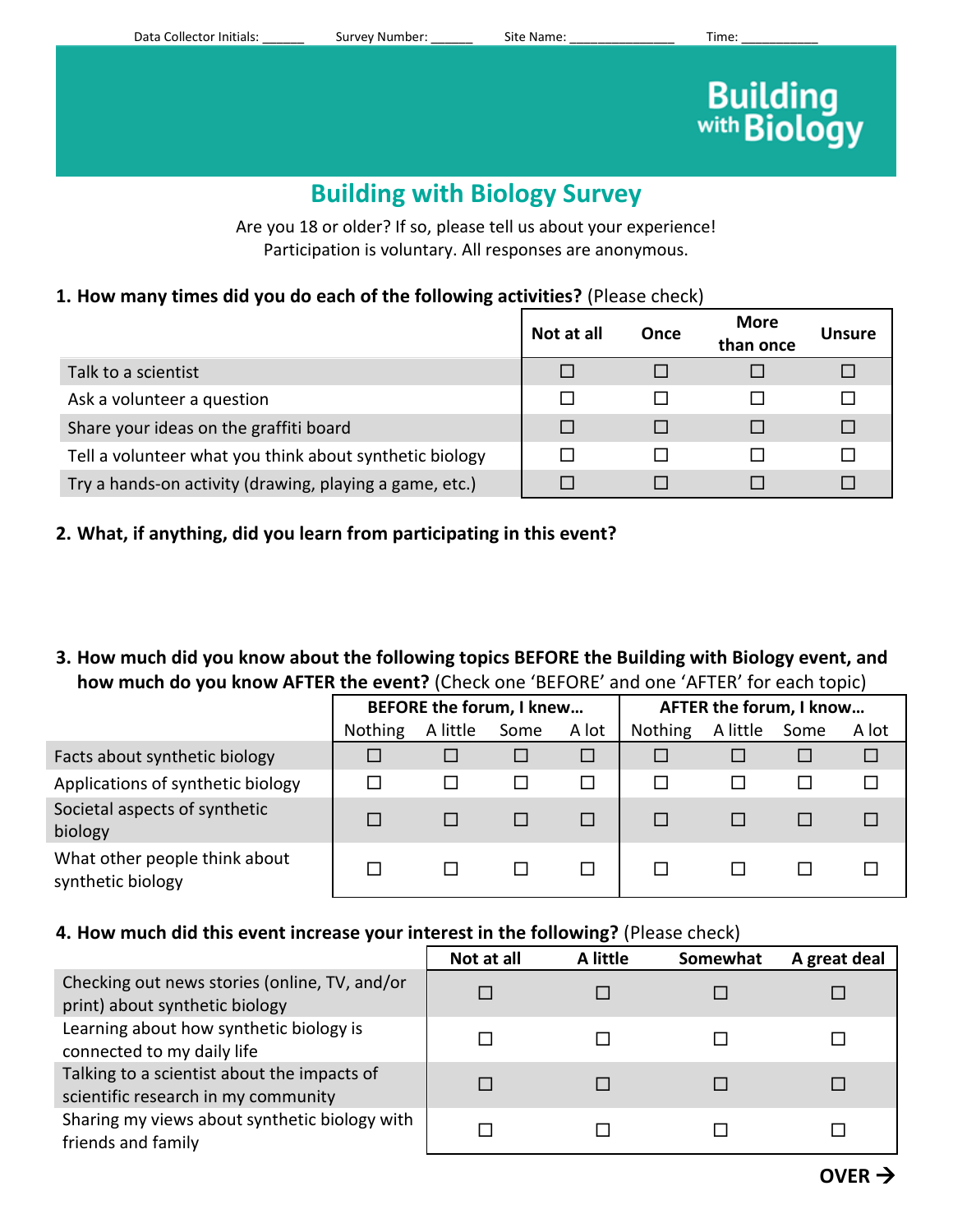Data Collector Initials: ______ Survey Number: ______ Site Name: _______________ Time: ___________

Building with Biology

# Building with Biology Survey

Are you 18 or older? If so, please tell us about your experience!
Participation is voluntary. All responses are anonymous.

**1. How many times did you do each of the following activities?** (Please check)

| | Not at all | Once | More than once | Unsure |
|---|---|---|---|---|
| Talk to a scientist | ☐ | ☐ | ☐ | ☐ |
| Ask a volunteer a question | ☐ | ☐ | ☐ | ☐ |
| Share your ideas on the graffiti board | ☐ | ☐ | ☐ | ☐ |
| Tell a volunteer what you think about synthetic biology | ☐ | ☐ | ☐ | ☐ |
| Try a hands-on activity (drawing, playing a game, etc.) | ☐ | ☐ | ☐ | ☐ |

**2. What, if anything, did you learn from participating in this event?**

**3. How much did you know about the following topics BEFORE the Building with Biology event, and how much do you know AFTER the event?** (Check one 'BEFORE' and one 'AFTER' for each topic)

| | BEFORE the forum, I knew… | | | | AFTER the forum, I know… | | | |
|---|---|---|---|---|---|---|---|---|
| | Nothing | A little | Some | A lot | Nothing | A little | Some | A lot |
| Facts about synthetic biology | ☐ | ☐ | ☐ | ☐ | ☐ | ☐ | ☐ | ☐ |
| Applications of synthetic biology | ☐ | ☐ | ☐ | ☐ | ☐ | ☐ | ☐ | ☐ |
| Societal aspects of synthetic biology | ☐ | ☐ | ☐ | ☐ | ☐ | ☐ | ☐ | ☐ |
| What other people think about synthetic biology | ☐ | ☐ | ☐ | ☐ | ☐ | ☐ | ☐ | ☐ |

**4. How much did this event increase your interest in the following?** (Please check)

| | Not at all | A little | Somewhat | A great deal |
|---|---|---|---|---|
| Checking out news stories (online, TV, and/or print) about synthetic biology | ☐ | ☐ | ☐ | ☐ |
| Learning about how synthetic biology is connected to my daily life | ☐ | ☐ | ☐ | ☐ |
| Talking to a scientist about the impacts of scientific research in my community | ☐ | ☐ | ☐ | ☐ |
| Sharing my views about synthetic biology with friends and family | ☐ | ☐ | ☐ | ☐ |

**OVER →**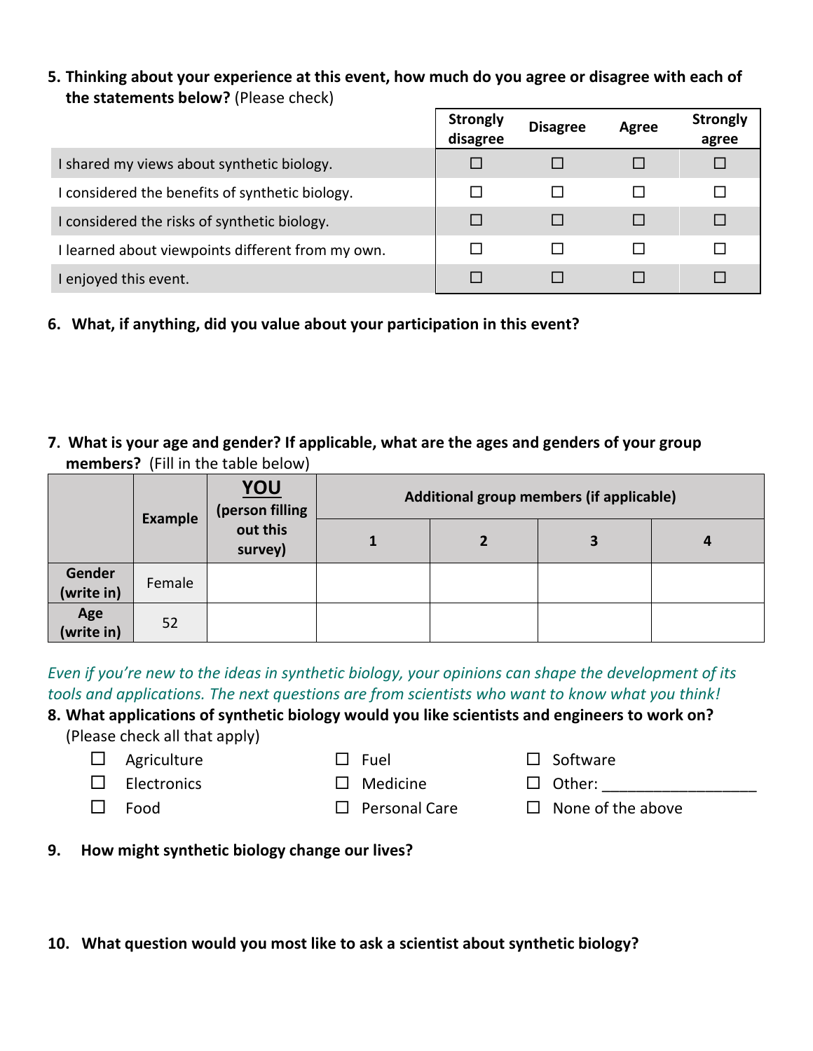**5. Thinking about your experience at this event, how much do you agree or disagree with each of the statements below?** (Please check)

| | Strongly disagree | Disagree | Agree | Strongly agree |
|---|---|---|---|---|
| I shared my views about synthetic biology. | ☐ | ☐ | ☐ | ☐ |
| I considered the benefits of synthetic biology. | ☐ | ☐ | ☐ | ☐ |
| I considered the risks of synthetic biology. | ☐ | ☐ | ☐ | ☐ |
| I learned about viewpoints different from my own. | ☐ | ☐ | ☐ | ☐ |
| I enjoyed this event. | ☐ | ☐ | ☐ | ☐ |

**6. What, if anything, did you value about your participation in this event?**

**7. What is your age and gender? If applicable, what are the ages and genders of your group members?** (Fill in the table below)

| | Example | **YOU** (person filling out this survey) | Additional group members (if applicable) | | | |
|---|---|---|---|---|---|---|
| | | | 1 | 2 | 3 | 4 |
| **Gender (write in)** | Female | | | | | |
| **Age (write in)** | 52 | | | | | |

*Even if you're new to the ideas in synthetic biology, your opinions can shape the development of its tools and applications. The next questions are from scientists who want to know what you think!*

**8. What applications of synthetic biology would you like scientists and engineers to work on?** (Please check all that apply)

- ☐ Agriculture
- ☐ Electronics
- ☐ Food
- ☐ Fuel
- ☐ Medicine
- ☐ Personal Care
- ☐ Software
- ☐ Other: __________________
- ☐ None of the above

**9. How might synthetic biology change our lives?**

**10. What question would you most like to ask a scientist about synthetic biology?**